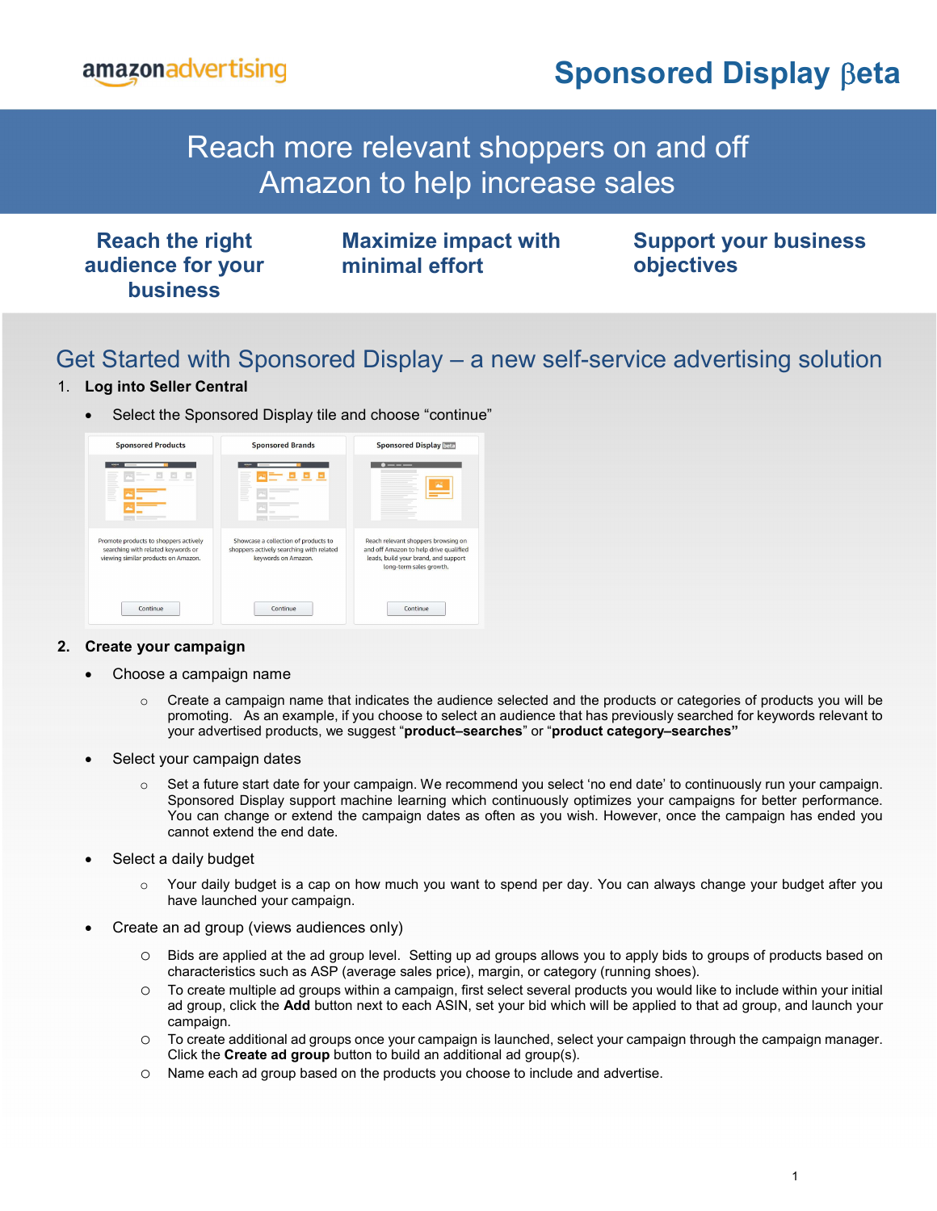amazonadvertising

# Sponsored Display βeta

## Reach more relevant shoppers on and off Amazon to help increase sales

**Reach the right audience for your business**

**Maximize impact with minimal effort**

**Support your business objectives**

## Get Started with Sponsored Display – a new self-service advertising solution

1. **Log into Seller Central**
   - Select the Sponsored Display tile and choose "continue"

| Sponsored Products | Sponsored Brands | Sponsored Display beta |
|---|---|---|
| Promote products to shoppers actively searching with related keywords or viewing similar products on Amazon. | Showcase a collection of products to shoppers actively searching with related keywords on Amazon. | Reach relevant shoppers browsing on and off Amazon to help drive qualified leads, build your brand, and support long-term sales growth. |
| Continue | Continue | Continue |

2. **Create your campaign**
   - Choose a campaign name
     - Create a campaign name that indicates the audience selected and the products or categories of products you will be promoting. As an example, if you choose to select an audience that has previously searched for keywords relevant to your advertised products, we suggest "**product–searches**" or "**product category–searches"**
   - Select your campaign dates
     - Set a future start date for your campaign. We recommend you select 'no end date' to continuously run your campaign. Sponsored Display support machine learning which continuously optimizes your campaigns for better performance. You can change or extend the campaign dates as often as you wish. However, once the campaign has ended you cannot extend the end date.
   - Select a daily budget
     - Your daily budget is a cap on how much you want to spend per day. You can always change your budget after you have launched your campaign.
   - Create an ad group (views audiences only)
     - Bids are applied at the ad group level. Setting up ad groups allows you to apply bids to groups of products based on characteristics such as ASP (average sales price), margin, or category (running shoes).
     - To create multiple ad groups within a campaign, first select several products you would like to include within your initial ad group, click the **Add** button next to each ASIN, set your bid which will be applied to that ad group, and launch your campaign.
     - To create additional ad groups once your campaign is launched, select your campaign through the campaign manager. Click the **Create ad group** button to build an additional ad group(s).
     - Name each ad group based on the products you choose to include and advertise.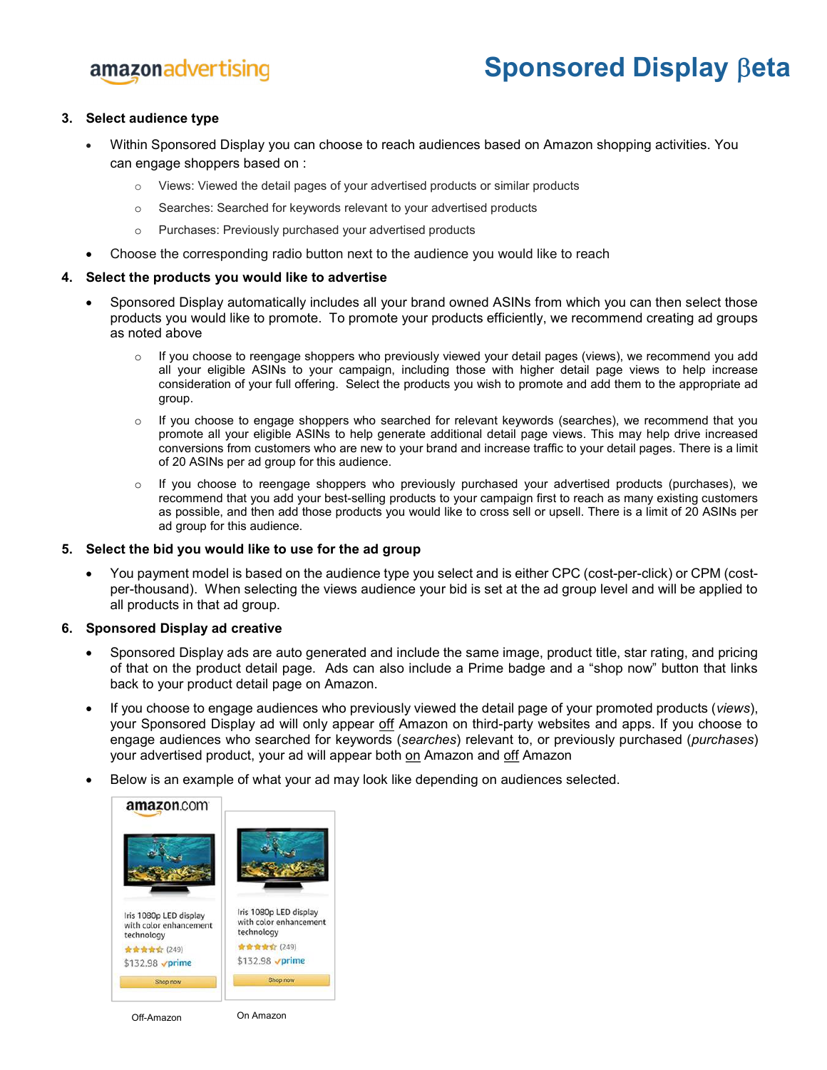3. **Select audience type**
   - Within Sponsored Display you can choose to reach audiences based on Amazon shopping activities. You can engage shoppers based on :
     - Views: Viewed the detail pages of your advertised products or similar products
     - Searches: Searched for keywords relevant to your advertised products
     - Purchases: Previously purchased your advertised products
   - Choose the corresponding radio button next to the audience you would like to reach

4. **Select the products you would like to advertise**
   - Sponsored Display automatically includes all your brand owned ASINs from which you can then select those products you would like to promote. To promote your products efficiently, we recommend creating ad groups as noted above
     - If you choose to reengage shoppers who previously viewed your detail pages (views), we recommend you add all your eligible ASINs to your campaign, including those with higher detail page views to help increase consideration of your full offering. Select the products you wish to promote and add them to the appropriate ad group.
     - If you choose to engage shoppers who searched for relevant keywords (searches), we recommend that you promote all your eligible ASINs to help generate additional detail page views. This may help drive increased conversions from customers who are new to your brand and increase traffic to your detail pages. There is a limit of 20 ASINs per ad group for this audience.
     - If you choose to reengage shoppers who previously purchased your advertised products (purchases), we recommend that you add your best-selling products to your campaign first to reach as many existing customers as possible, and then add those products you would like to cross sell or upsell. There is a limit of 20 ASINs per ad group for this audience.

5. **Select the bid you would like to use for the ad group**
   - You payment model is based on the audience type you select and is either CPC (cost-per-click) or CPM (cost-per-thousand). When selecting the views audience your bid is set at the ad group level and will be applied to all products in that ad group.

6. **Sponsored Display ad creative**
   - Sponsored Display ads are auto generated and include the same image, product title, star rating, and pricing of that on the product detail page. Ads can also include a Prime badge and a "shop now" button that links back to your product detail page on Amazon.
   - If you choose to engage audiences who previously viewed the detail page of your promoted products (*views*), your Sponsored Display ad will only appear off Amazon on third-party websites and apps. If you choose to engage audiences who searched for keywords (*searches*) relevant to, or previously purchased (*purchases*) your advertised product, your ad will appear both on Amazon and off Amazon
   - Below is an example of what your ad may look like depending on audiences selected.

amazon.com

Iris 1080p LED display with color enhancement technology
(249)
$132.98 prime
Shop now

Iris 1080p LED display with color enhancement technology
(249)
$132.98 prime
Shop now

Off-Amazon On Amazon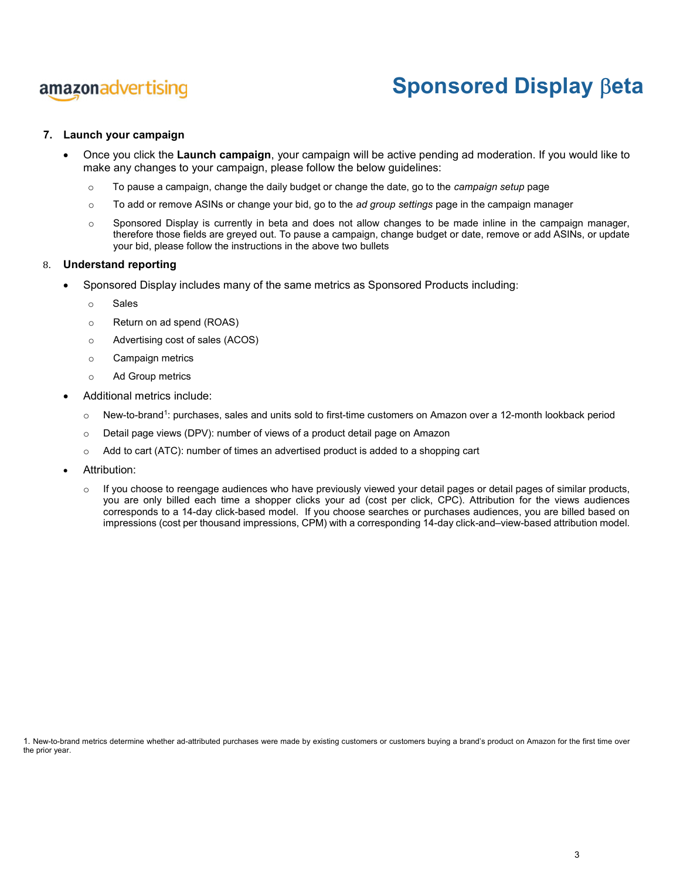7. **Launch your campaign**

- Once you click the **Launch campaign**, your campaign will be active pending ad moderation. If you would like to make any changes to your campaign, please follow the below guidelines:
    - To pause a campaign, change the daily budget or change the date, go to the *campaign setup* page
    - To add or remove ASINs or change your bid, go to the *ad group settings* page in the campaign manager
    - Sponsored Display is currently in beta and does not allow changes to be made inline in the campaign manager, therefore those fields are greyed out. To pause a campaign, change budget or date, remove or add ASINs, or update your bid, please follow the instructions in the above two bullets

8. **Understand reporting**

- Sponsored Display includes many of the same metrics as Sponsored Products including:
    - Sales
    - Return on ad spend (ROAS)
    - Advertising cost of sales (ACOS)
    - Campaign metrics
    - Ad Group metrics
- Additional metrics include:
    - New-to-brand[1]: purchases, sales and units sold to first-time customers on Amazon over a 12-month lookback period
    - Detail page views (DPV): number of views of a product detail page on Amazon
    - Add to cart (ATC): number of times an advertised product is added to a shopping cart
- Attribution:
    - If you choose to reengage audiences who have previously viewed your detail pages or detail pages of similar products, you are only billed each time a shopper clicks your ad (cost per click, CPC). Attribution for the views audiences corresponds to a 14-day click-based model. If you choose searches or purchases audiences, you are billed based on impressions (cost per thousand impressions, CPM) with a corresponding 14-day click-and–view-based attribution model.

1. New-to-brand metrics determine whether ad-attributed purchases were made by existing customers or customers buying a brand's product on Amazon for the first time over the prior year.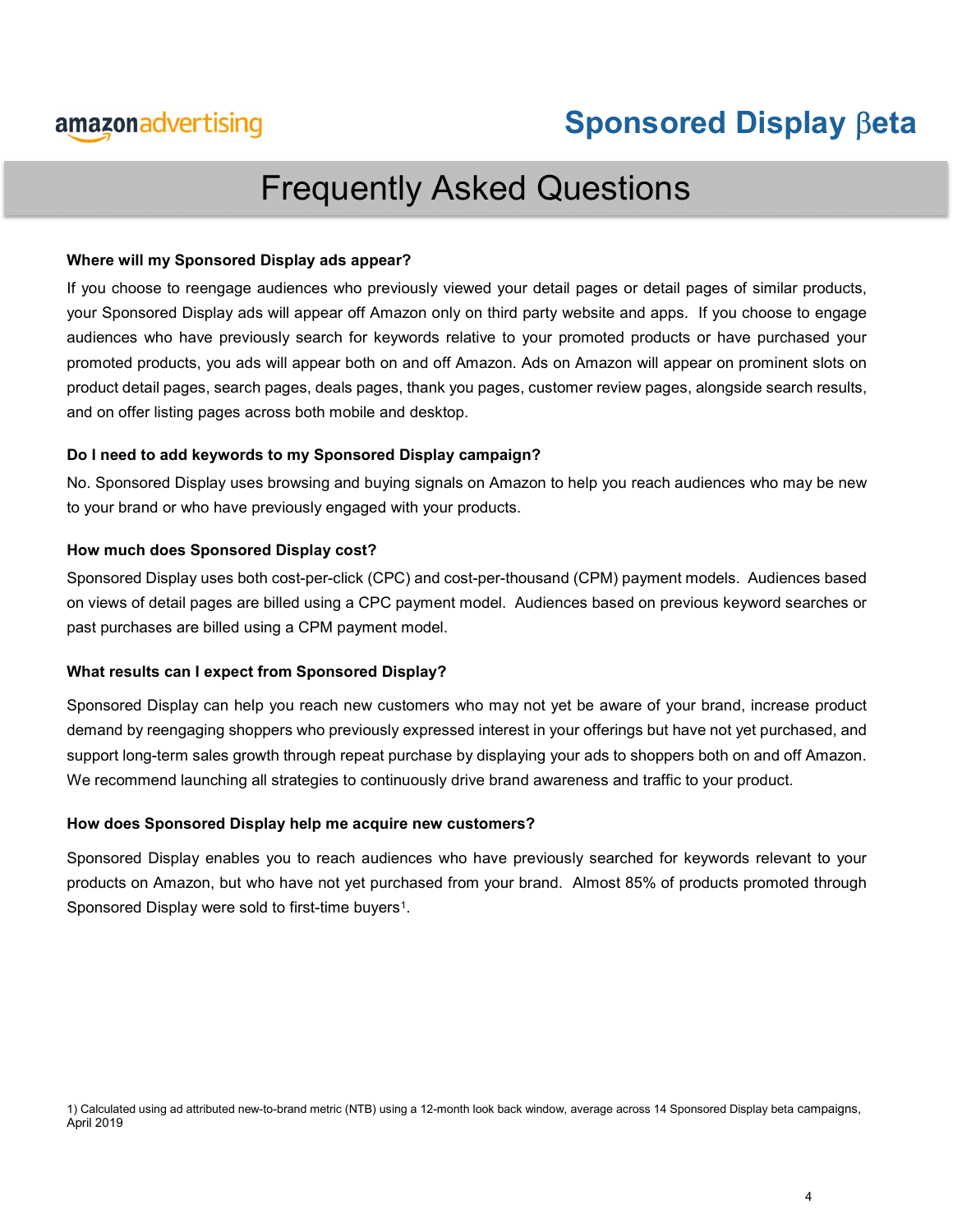# Frequently Asked Questions

**Where will my Sponsored Display ads appear?**

If you choose to reengage audiences who previously viewed your detail pages or detail pages of similar products, your Sponsored Display ads will appear off Amazon only on third party website and apps. If you choose to engage audiences who have previously search for keywords relative to your promoted products or have purchased your promoted products, you ads will appear both on and off Amazon. Ads on Amazon will appear on prominent slots on product detail pages, search pages, deals pages, thank you pages, customer review pages, alongside search results, and on offer listing pages across both mobile and desktop.

**Do I need to add keywords to my Sponsored Display campaign?**

No. Sponsored Display uses browsing and buying signals on Amazon to help you reach audiences who may be new to your brand or who have previously engaged with your products.

**How much does Sponsored Display cost?**

Sponsored Display uses both cost-per-click (CPC) and cost-per-thousand (CPM) payment models. Audiences based on views of detail pages are billed using a CPC payment model. Audiences based on previous keyword searches or past purchases are billed using a CPM payment model.

**What results can I expect from Sponsored Display?**

Sponsored Display can help you reach new customers who may not yet be aware of your brand, increase product demand by reengaging shoppers who previously expressed interest in your offerings but have not yet purchased, and support long-term sales growth through repeat purchase by displaying your ads to shoppers both on and off Amazon. We recommend launching all strategies to continuously drive brand awareness and traffic to your product.

**How does Sponsored Display help me acquire new customers?**

Sponsored Display enables you to reach audiences who have previously searched for keywords relevant to your products on Amazon, but who have not yet purchased from your brand. Almost 85% of products promoted through Sponsored Display were sold to first-time buyers[1].

1) Calculated using ad attributed new-to-brand metric (NTB) using a 12-month look back window, average across 14 Sponsored Display beta campaigns, April 2019